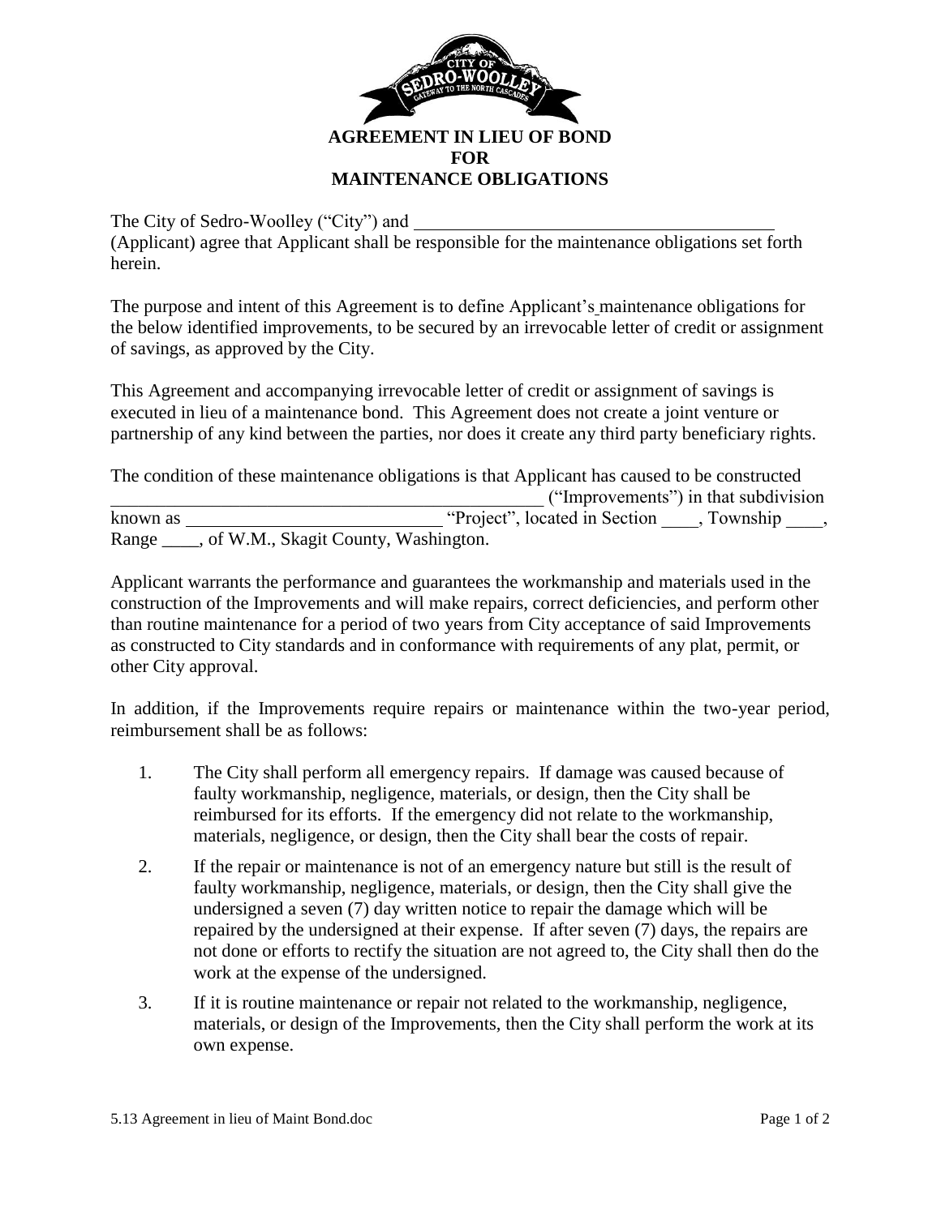# AGREEMENT IN LIEU OF BOND FOR MAINTENANCE OBLIGATIONS

The City of Sedro-Woolley ("City") and ________________________________________ (Applicant) agree that Applicant shall be responsible for the maintenance obligations set forth herein.

The purpose and intent of this Agreement is to define Applicant's maintenance obligations for the below identified improvements, to be secured by an irrevocable letter of credit or assignment of savings, as approved by the City.

This Agreement and accompanying irrevocable letter of credit or assignment of savings is executed in lieu of a maintenance bond. This Agreement does not create a joint venture or partnership of any kind between the parties, nor does it create any third party beneficiary rights.

The condition of these maintenance obligations is that Applicant has caused to be constructed ________________________________________________ ("Improvements") in that subdivision known as ____________________________ "Project", located in Section ____, Township ____, Range ____, of W.M., Skagit County, Washington.

Applicant warrants the performance and guarantees the workmanship and materials used in the construction of the Improvements and will make repairs, correct deficiencies, and perform other than routine maintenance for a period of two years from City acceptance of said Improvements as constructed to City standards and in conformance with requirements of any plat, permit, or other City approval.

In addition, if the Improvements require repairs or maintenance within the two-year period, reimbursement shall be as follows:

1. The City shall perform all emergency repairs. If damage was caused because of faulty workmanship, negligence, materials, or design, then the City shall be reimbursed for its efforts. If the emergency did not relate to the workmanship, materials, negligence, or design, then the City shall bear the costs of repair.
2. If the repair or maintenance is not of an emergency nature but still is the result of faulty workmanship, negligence, materials, or design, then the City shall give the undersigned a seven (7) day written notice to repair the damage which will be repaired by the undersigned at their expense. If after seven (7) days, the repairs are not done or efforts to rectify the situation are not agreed to, the City shall then do the work at the expense of the undersigned.
3. If it is routine maintenance or repair not related to the workmanship, negligence, materials, or design of the Improvements, then the City shall perform the work at its own expense.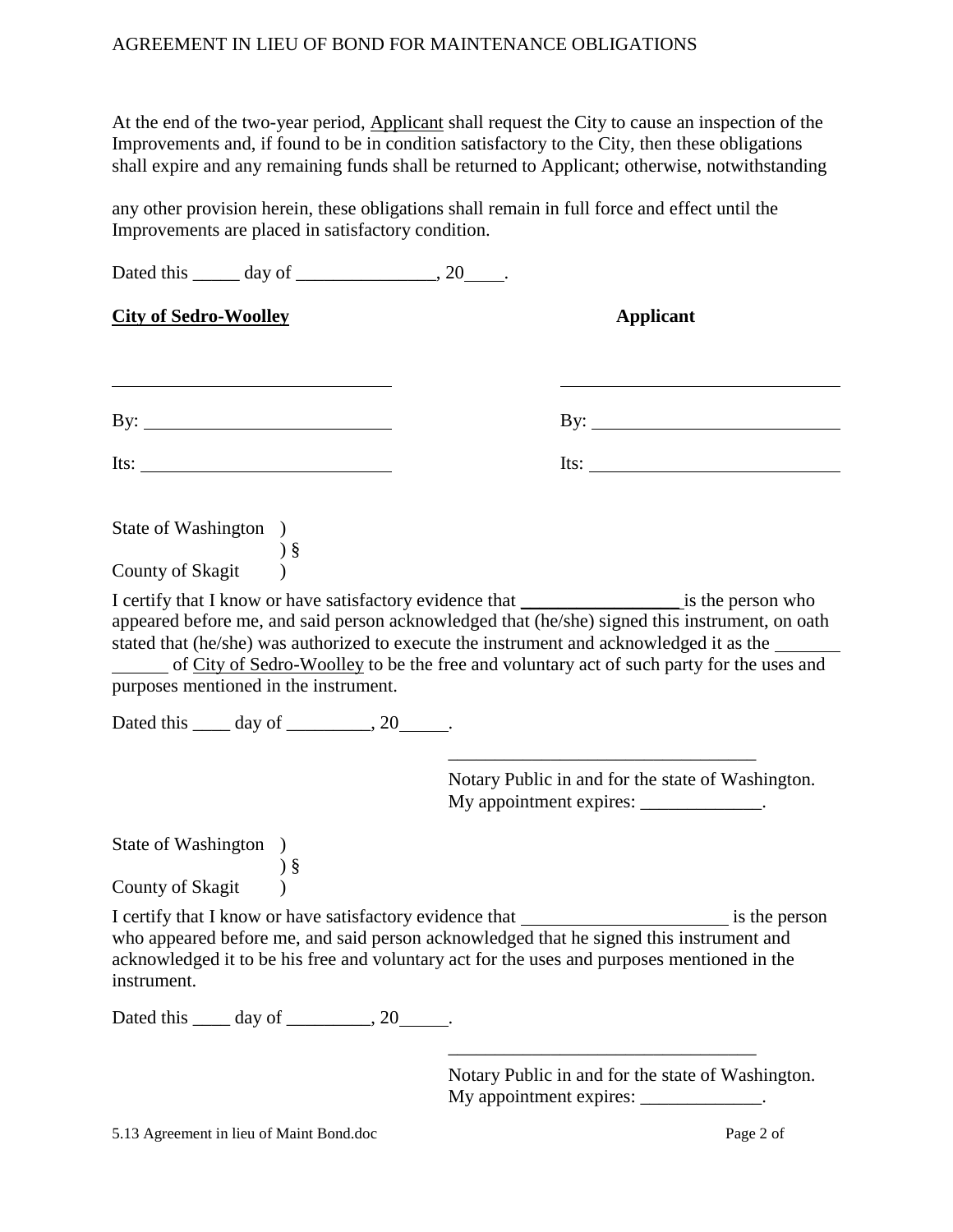At the end of the two-year period, Applicant shall request the City to cause an inspection of the Improvements and, if found to be in condition satisfactory to the City, then these obligations shall expire and any remaining funds shall be returned to Applicant; otherwise, notwithstanding

any other provision herein, these obligations shall remain in full force and effect until the Improvements are placed in satisfactory condition.

Dated this _____ day of _______________, 20____.

| **City of Sedro-Woolley** | **Applicant** |
|---|---|
| ____________________________ | ____________________________ |
| By: _________________________ | By: _________________________ |
| Its: _________________________ | Its: _________________________ |

State of Washington )
) §
County of Skagit )

I certify that I know or have satisfactory evidence that _________________ is the person who appeared before me, and said person acknowledged that (he/she) signed this instrument, on oath stated that (he/she) was authorized to execute the instrument and acknowledged it as the _____________ of City of Sedro-Woolley to be the free and voluntary act of such party for the uses and purposes mentioned in the instrument.

Dated this ____ day of _________, 20_____.

_________________________________
Notary Public in and for the state of Washington.
My appointment expires: _____________.

State of Washington )
) §
County of Skagit )

I certify that I know or have satisfactory evidence that ______________________ is the person who appeared before me, and said person acknowledged that he signed this instrument and acknowledged it to be his free and voluntary act for the uses and purposes mentioned in the instrument.

Dated this ____ day of _________, 20_____.

_________________________________
Notary Public in and for the state of Washington.
My appointment expires: _____________.